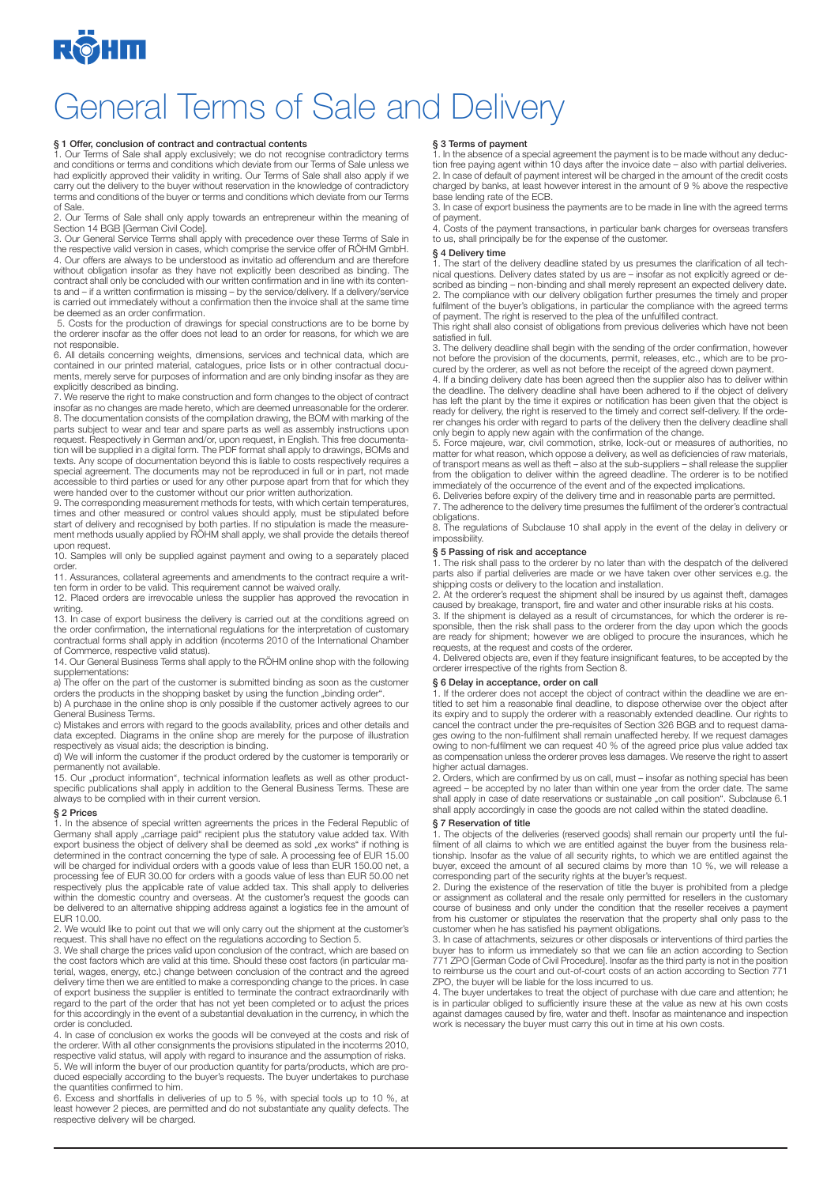RÖHM

# General Terms of Sale and Delivery

### § 1 Offer, conclusion of contract and contractual contents

1. Our Terms of Sale shall apply exclusively; we do not recognise contradictory terms and conditions or terms and conditions which deviate from our Terms of Sale unless we had explicitly approved their validity in writing. Our Terms of Sale shall also apply if we carry out the delivery to the buyer without reservation in the knowledge of contradictory terms and conditions of the buyer or terms and conditions which deviate from our Terms of Sale.

2. Our Terms of Sale shall only apply towards an entrepreneur within the meaning of Section 14 BGB [German Civil Code].

3. Our General Service Terms shall apply with precedence over these Terms of Sale in the respective valid version in cases, which comprise the service offer of RÖHM GmbH.

4. Our offers are always to be understood as invitatio ad offerendum and are therefore without obligation insofar as they have not explicitly been described as binding. The contract shall only be concluded with our written confirmation and in line with its contents and – if a written confirmation is missing – by the service/delivery. If a delivery/service is carried out immediately without a confirmation then the invoice shall at the same time be deemed as an order confirmation.

5. Costs for the production of drawings for special constructions are to be borne by the orderer insofar as the offer does not lead to an order for reasons, for which we are not responsible.

6. All details concerning weights, dimensions, services and technical data, which are contained in our printed material, catalogues, price lists or in other contractual documents, merely serve for purposes of information and are only binding insofar as they are explicitly described as binding.

7. We reserve the right to make construction and form changes to the object of contract insofar as no changes are made hereto, which are deemed unreasonable for the orderer.

8. The documentation consists of the compilation drawing, the BOM with marking of the parts subject to wear and tear and spare parts as well as assembly instructions upon request. Respectively in German and/or, upon request, in English. This free documentation will be supplied in a digital form. The PDF format shall apply to drawings, BOMs and texts. Any scope of documentation beyond this is liable to costs respectively requires a special agreement. The documents may not be reproduced in full or in part, not made accessible to third parties or used for any other purpose apart from that for which they were handed over to the customer without our prior written authorization.

9. The corresponding measurement methods for tests, with which certain temperatures, times and other measured or control values should apply, must be stipulated before start of delivery and recognised by both parties. If no stipulation is made the measurement methods usually applied by RÖHM shall apply, we shall provide the details thereof upon request.

10. Samples will only be supplied against payment and owing to a separately placed order.

11. Assurances, collateral agreements and amendments to the contract require a written form in order to be valid. This requirement cannot be waived orally.

12. Placed orders are irrevocable unless the supplier has approved the revocation in writing.

13. In case of export business the delivery is carried out at the conditions agreed on the order confirmation, the international regulations for the interpretation of customary contractual forms shall apply in addition (incoterms 2010 of the International Chamber of Commerce, respective valid status).

14. Our General Business Terms shall apply to the RÖHM online shop with the following supplementations:

a) The offer on the part of the customer is submitted binding as soon as the customer orders the products in the shopping basket by using the function „binding order".

b) A purchase in the online shop is only possible if the customer actively agrees to our General Business Terms.

c) Mistakes and errors with regard to the goods availability, prices and other details and data excepted. Diagrams in the online shop are merely for the purpose of illustration respectively as visual aids; the description is binding.

d) We will inform the customer if the product ordered by the customer is temporarily or permanently not available.

15. Our „product information", technical information leaflets as well as other product-specific publications shall apply in addition to the General Business Terms. These are always to be complied with in their current version.

### § 2 Prices

1. In the absence of special written agreements the prices in the Federal Republic of Germany shall apply „carriage paid" recipient plus the statutory value added tax. With export business the object of delivery shall be deemed as sold „ex works" if nothing is determined in the contract concerning the type of sale. A processing fee of EUR 15.00 will be charged for individual orders with a goods value of less than EUR 150.00 net, a processing fee of EUR 30.00 for orders with a goods value of less than EUR 50.00 net respectively plus the applicable rate of value added tax. This shall apply to deliveries within the domestic country and overseas. At the customer's request the goods can be delivered to an alternative shipping address against a logistics fee in the amount of EUR 10.00.

2. We would like to point out that we will only carry out the shipment at the customer's request. This shall have no effect on the regulations according to Section 5.

3. We shall charge the prices valid upon conclusion of the contract, which are based on the cost factors which are valid at this time. Should these cost factors (in particular material, wages, energy, etc.) change between conclusion of the contract and the agreed delivery time then we are entitled to make a corresponding change to the prices. In case of export business the supplier is entitled to terminate the contract extraordinarily with regard to the part of the order that has not yet been completed or to adjust the prices for this accordingly in the event of a substantial devaluation in the currency, in which the order is concluded.

4. In case of conclusion ex works the goods will be conveyed at the costs and risk of the orderer. With all other consignments the provisions stipulated in the incoterms 2010, respective valid status, will apply with regard to insurance and the assumption of risks.

5. We will inform the buyer of our production quantity for parts/products, which are produced especially according to the buyer's requests. The buyer undertakes to purchase the quantities confirmed to him.

6. Excess and shortfalls in deliveries of up to 5 %, with special tools up to 10 %, at least however 2 pieces, are permitted and do not substantiate any quality defects. The respective delivery will be charged.

### § 3 Terms of payment

1. In the absence of a special agreement the payment is to be made without any deduction free paying agent within 10 days after the invoice date – also with partial deliveries.

2. In case of default of payment interest will be charged in the amount of the credit costs charged by banks, at least however interest in the amount of 9 % above the respective base lending rate of the ECB.

3. In case of export business the payments are to be made in line with the agreed terms of payment.

4. Costs of the payment transactions, in particular bank charges for overseas transfers to us, shall principally be for the expense of the customer.

### § 4 Delivery time

1. The start of the delivery deadline stated by us presumes the clarification of all technical questions. Delivery dates stated by us are – insofar as not explicitly agreed or described as binding – non-binding and shall merely represent an expected delivery date.

2. The compliance with our delivery obligation further presumes the timely and proper fulfilment of the buyer's obligations, in particular the compliance with the agreed terms of payment. The right is reserved to the plea of the unfulfilled contract.

This right shall also consist of obligations from previous deliveries which have not been satisfied in full.

3. The delivery deadline shall begin with the sending of the order confirmation, however not before the provision of the documents, permit, releases, etc., which are to be procured by the orderer, as well as not before the receipt of the agreed down payment.

4. If a binding delivery date has been agreed then the supplier also has to deliver within the deadline. The delivery deadline shall have been adhered to if the object of delivery has left the plant by the time it expires or notification has been given that the object is ready for delivery, the right is reserved to the timely and correct self-delivery. If the orderer changes his order with regard to parts of the delivery then the delivery deadline shall only begin to apply new again with the confirmation of the change.

5. Force majeure, war, civil commotion, strike, lock-out or measures of authorities, no matter for what reason, which oppose a delivery, as well as deficiencies of raw materials, of transport means as well as theft – also at the sub-suppliers – shall release the supplier from the obligation to deliver within the agreed deadline. The orderer is to be notified immediately of the occurrence of the event and of the expected implications.

6. Deliveries before expiry of the delivery time and in reasonable parts are permitted.

7. The adherence to the delivery time presumes the fulfilment of the orderer's contractual obligations.

8. The regulations of Subclause 10 shall apply in the event of the delay in delivery or impossibility.

### § 5 Passing of risk and acceptance

1. The risk shall pass to the orderer by no later than with the despatch of the delivered parts also if partial deliveries are made or we have taken over other services e.g. the shipping costs or delivery to the location and installation.

2. At the orderer's request the shipment shall be insured by us against theft, damages caused by breakage, transport, fire and water and other insurable risks at his costs.

3. If the shipment is delayed as a result of circumstances, for which the orderer is responsible, then the risk shall pass to the orderer from the day upon which the goods are ready for shipment; however we are obliged to procure the insurances, which he requests, at the request and costs of the orderer.

4. Delivered objects are, even if they feature insignificant features, to be accepted by the orderer irrespective of the rights from Section 8.

### § 6 Delay in acceptance, order on call

1. If the orderer does not accept the object of contract within the deadline we are entitled to set him a reasonable final deadline, to dispose otherwise over the object after its expiry and to supply the orderer with a reasonably extended deadline. Our rights to cancel the contract under the pre-requisites of Section 326 BGB and to request damages owing to the non-fulfilment shall remain unaffected hereby. If we request damages owing to non-fulfilment we can request 40 % of the agreed price plus value added tax as compensation unless the orderer proves less damages. We reserve the right to assert higher actual damages.

2. Orders, which are confirmed by us on call, must – insofar as nothing special has been agreed – be accepted by no later than within one year from the order date. The same shall apply in case of date reservations or sustainable „on call position". Subclause 6.1 shall apply accordingly in case the goods are not called within the stated deadline.

### § 7 Reservation of title

1. The objects of the deliveries (reserved goods) shall remain our property until the fulfilment of all claims to which we are entitled against the buyer from the business relationship. Insofar as the value of all security rights, to which we are entitled against the buyer, exceed the amount of all secured claims by more than 10 %, we will release a corresponding part of the security rights at the buyer's request.

2. During the existence of the reservation of title the buyer is prohibited from a pledge or assignment as collateral and the resale only permitted for resellers in the customary course of business and only under the condition that the reseller receives a payment from his customer or stipulates the reservation that the property shall only pass to the customer when he has satisfied his payment obligations.

3. In case of attachments, seizures or other disposals or interventions of third parties the buyer has to inform us immediately so that we can file an action according to Section 771 ZPO [German Code of Civil Procedure]. Insofar as the third party is not in the position to reimburse us the court and out-of-court costs of an action according to Section 771 ZPO, the buyer will be liable for the loss incurred to us.

4. The buyer undertakes to treat the object of purchase with due care and attention; he is in particular obliged to sufficiently insure these at the value as new at his own costs against damages caused by fire, water and theft. Insofar as maintenance and inspection work is necessary the buyer must carry this out in time at his own costs.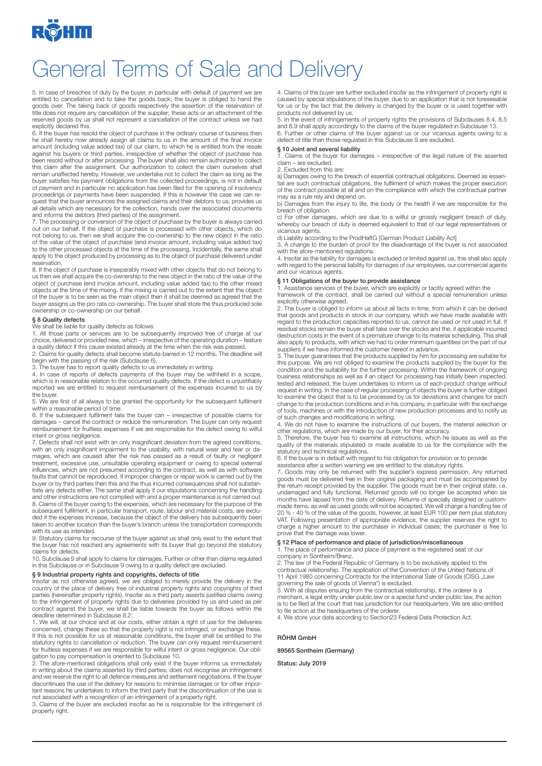# General Terms of Sale and Delivery

5. In case of breaches of duty by the buyer, in particular with default of payment we are entitled to cancellation and to take the goods back; the buyer is obliged to hand the goods over. The taking back of goods respectively the assertion of the reservation of title does not require any cancellation of the supplier; these acts or an attachment of the reserved goods by us shall not represent a cancellation of the contract unless we had explicitly declared this.

6. If the buyer has resold the object of purchase in the ordinary course of business then he shall hereby now already assign all claims to us in the amount of the final invoice amount (including value added tax) of our claim, to which he is entitled from the resale against his buyers or third parties, irrespective of whether the object of purchase has been resold without or after processing. The buyer shall also remain authorized to collect this claim after the assignment. Our authorization to collect the claim ourselves shall remain unaffected hereby. However, we undertake not to collect the claim as long as the buyer satisfies his payment obligations from the collected proceedings, is not in default of payment and in particular no application has been filed for the opening of insolvency proceedings or payments have been suspended. If this is however the case we can request that the buyer announces the assigned claims and their debtors to us, provides us all details which are necessary for the collection, hands over the associated documents and informs the debtors (third parties) of the assignment.

7. The processing or conversion of the object of purchase by the buyer is always carried out on our behalf. If the object of purchase is processed with other objects, which do not belong to us, then we shall acquire the co-ownership to the new object in the ratio of the value of the object of purchase (end invoice amount, including value added tax) to the other processed objects at the time of the processing. Incidentally, the same shall apply to the object produced by processing as to the object of purchase delivered under reservation.

8. If the object of purchase is inseparably mixed with other objects that do not belong to us then we shall acquire the co-ownership to the new object in the ratio of the value of the object of purchase (end invoice amount, including value added tax) to the other mixed objects at the time of the mixing. If the mixing is carried out to the extent that the object of the buyer is to be seen as the main object then it shall be deemed as agreed that the buyer assigns us the pro rata co-ownership. The buyer shall store the thus produced sole ownership or co-ownership on our behalf.

## § 8 Quality defects

We shall be liable for quality defects as follows:

1. All those parts or services are to be subsequently improved free of charge at our choice, delivered or provided new, which – irrespective of the operating duration – feature a quality defect if this cause existed already at the time when the risk was passed.

2. Claims for quality defects shall become statute-barred in 12 months. The deadline will begin with the passing of the risk (Subclause 6).

3. The buyer has to report quality defects to us immediately in writing.

4. In case of reports of defects payments of the buyer may be withheld in a scope, which is in reasonable relation to the occurred quality defects. If the defect is unjustifiably reported we are entitled to request reimbursement of the expenses incurred to us by the buyer.

5. We are first of all always to be granted the opportunity for the subsequent fulfilment within a reasonable period of time.

6. If the subsequent fulfilment fails the buyer can – irrespective of possible claims for damages – cancel the contract or reduce the remuneration. The buyer can only request reimbursement for fruitless expenses if we are responsible for the defect owing to wilful intent or gross negligence.

7. Defects shall not exist with an only insignificant deviation from the agreed conditions, with an only insignificant impairment to the usability, with natural wear and tear or damages, which are caused after the risk has passed as a result of faulty or negligent treatment, excessive use, unsuitable operating equipment or owing to special external influences, which are not presumed according to the contract, as well as with software faults that cannot be reproduced. If improper changes or repair work is carried out by the buyer or by third parties then this and the thus incurred consequences shall not substantiate any defects either. The same shall apply if our stipulations concerning the handling and other instructions are not complied with and a proper maintenance is not carried out.

8. Claims of the buyer owing to the expenses, which are necessary for the purpose of the subsequent fulfilment, in particular transport, route, labour and material costs, are excluded if the expenses increase, because the object of the delivery has subsequently been taken to another location than the buyer's branch unless the transportation corresponds with its use as intended.

9. Statutory claims for recourse of the buyer against us shall only exist to the extent that the buyer has not reached any agreements with its buyer that go beyond the statutory claims for defects.

10. Subclause 9 shall apply to claims for damages. Further or other than claims regulated in this Subclause or in Subclause 9 owing to a quality defect are excluded.

## § 9 Industrial property rights and copyrights, defects of title

Insofar as not otherwise agreed, we are obliged to merely provide the delivery in the country of the place of delivery free of industrial property rights and copyrights of third parties (hereinafter property rights). Insofar as a third party asserts justified claims owing to the infringement of property rights due to deliveries provided by us and used as per contract against the buyer, we shall be liable towards the buyer as follows within the deadline determined in Subclause 8.2:

1. We will, at our choice and at our costs, either obtain a right of use for the deliveries concerned, change these so that the property right is not infringed, or exchange these. If this is not possible for us at reasonable conditions, the buyer shall be entitled to the statutory rights to cancellation or reduction. The buyer can only request reimbursement for fruitless expenses if we are responsible for wilful intent or gross negligence. Our obligation to pay compensation is oriented to Subclause 10.

2. The afore-mentioned obligations shall only exist if the buyer informs us immediately in writing about the claims asserted by third parties, does not recognise an infringement and we reserve the right to all defence measures and settlement negotiations. If the buyer discontinues the use of the delivery for reasons to minimise damages or for other important reasons he undertakes to inform the third party that the discontinuation of the use is not associated with a recognition of an infringement of a property right.

3. Claims of the buyer are excluded insofar as he is responsible for the infringement of property right.

4. Claims of the buyer are further excluded insofar as the infringement of property right is caused by special stipulations of the buyer, due to an application that is not foreseeable for us or by the fact that the delivery is changed by the buyer or is used together with products not delivered by us.

5. In the event of infringements of property rights the provisions of Subclauses 8.4, 8.5 and 8.9 shall apply accordingly to the claims of the buyer regulated in Subclause 13.

6. Further or other claims of the buyer against us or our vicarious agents owing to a defect of title than those regulated in this Subclause 9 are excluded.

## § 10 Joint and several liability

1. Claims of the buyer for damages – irrespective of the legal nature of the asserted claim – are excluded.

2. Excluded from this are:

a) Damages owing to the breach of essential contractual obligations. Deemed as essential are such contractual obligations, the fulfilment of which makes the proper execution of the contract possible at all and on the compliance with which the contractual partner may as a rule rely and depend on.

b) Damages from the injury to life, the body or the health if we are responsible for the breach of obligation.

c) For other damages, which are due to a wilful or grossly negligent breach of duty, whereby our breach of duty is deemed equivalent to that of our legal representatives or vicarious agents.

d) Liability according to the ProdHaftG [German Product Liability Act]

3. A change to the burden of proof for the disadvantage of the buyer is not associated with the afore-mentioned regulations.

4. Insofar as the liability for damages is excluded or limited against us, this shall also apply with regard to the personal liability for damages of our employees, our commercial agents and our vicarious agents.

## § 11 Obligations of the buyer to provide assistance

1. Assistance services of the buyer, which are explicitly or tacitly agreed within the framework of the contract, shall be carried out without a special remuneration unless explicitly otherwise agreed.

2. The buyer is obliged to inform us about all facts in time, from which it can be derived that goods and products in stock in our company, which we have made available with regard to the production capacities reported to us, cannot be used or not used in full. If residual stocks remain the buyer shall take over the stocks and the, if applicable incurred destruction costs in the event of a premature change to its material scheduling. This shall also apply to products, with which we had to order minimum quantities on the part of our suppliers if we have informed the customer hereof in advance.

3. The buyer guarantees that the products supplied by him for processing are suitable for this purpose. We are not obliged to examine the products supplied by the buyer for the condition and the suitability for the further processing. Within the framework of ongoing business relationships as well as if an object for processing has initially been inspected, tested and released, the buyer undertakes to inform us of each product change without request in writing. In the case of regular processing of objects the buyer is further obliged to examine the object that is to be processed by us for deviations and changes for each change to the production conditions and in his company, in particular with the exchange of tools, machines or with the introduction of new production processes and to notify us of such changes and modifications in writing.

4. We do not have to examine the instructions of our buyers, the material selection or other regulations, which are made by our buyer, for their accuracy.

5. Therefore, the buyer has to examine all instructions, which he issues as well as the quality of the materials stipulated or made available to us for the compliance with the statutory and technical regulations.

6. If the buyer is in default with regard to his obligation for provision or to provide assistance after a written warning we are entitled to the statutory rights.

7. Goods may only be returned with the supplier's express permission. Any returned goods must be delivered free in their original packaging and must be accompanied by the return receipt provided by the supplier. The goods must be in their original state, i.e. undamaged and fully functional. Returned goods will no longer be accepted when six months have lapsed from the date of delivery. Returns of specially designed or custom-made items, as well as used goods will not be accepted. We will charge a handling fee of 20 % - 40 % of the value of the goods, however, at least EUR 100 per item plus statutory VAT. Following presentation of appropriate evidence, the supplier reserves the right to charge a higher amount to the purchaser in individual cases; the purchaser is free to prove that the damage was lower.

## § 12 Place of performance and place of jurisdiction/miscellaneous

1. The place of performance and place of payment is the registered seat of our company in Sontheim/Brenz.

2. The law of the Federal Republic of Germany is to be exclusively applied to the contractual relationship. The application of the Convention of the United Nations of 11 April 1980 concerning Contracts for the International Sale of Goods (CISG „Law governing the sale of goods of Vienna") is excluded.

3. With all disputes ensuing from the contractual relationship, if the orderer is a merchant, a legal entity under public law or a special fund under public law, the action is to be filed at the court that has jurisdiction for our headquarters. We are also entitled to file action at the headquarters of the orderer.

4. We store your data according to Section23 Federal Data Protection Act.

**RÖHM GmbH**

**89565 Sontheim (Germany)**

**Status: July 2019**